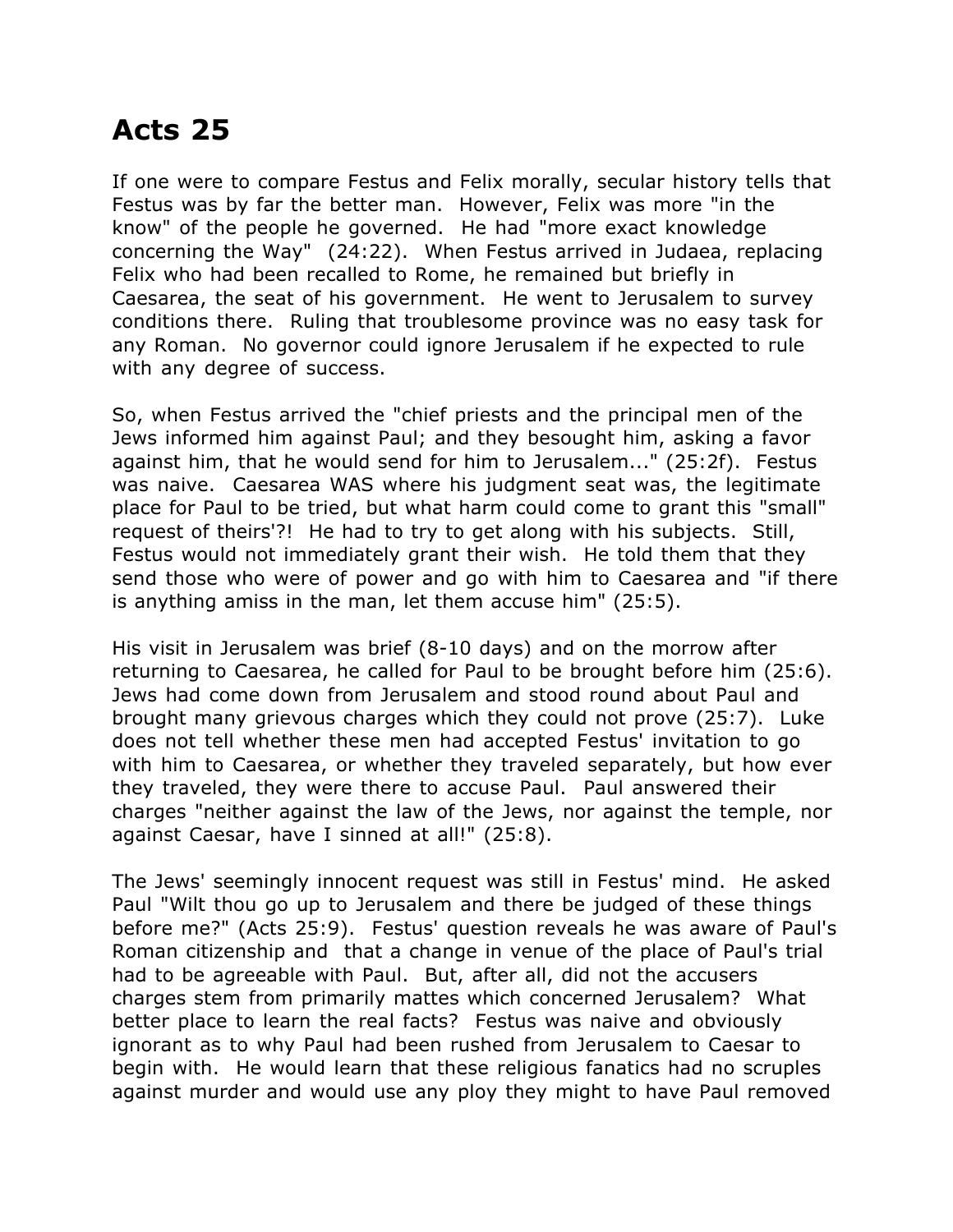# Acts 25

If one were to compare Festus and Felix morally, secular history tells that Festus was by far the better man. However, Felix was more "in the know" of the people he governed. He had "more exact knowledge concerning the Way" (24:22). When Festus arrived in Judaea, replacing Felix who had been recalled to Rome, he remained but briefly in Caesarea, the seat of his government. He went to Jerusalem to survey conditions there. Ruling that troublesome province was no easy task for any Roman. No governor could ignore Jerusalem if he expected to rule with any degree of success.

So, when Festus arrived the "chief priests and the principal men of the Jews informed him against Paul; and they besought him, asking a favor against him, that he would send for him to Jerusalem..." (25:2f). Festus was naive. Caesarea WAS where his judgment seat was, the legitimate place for Paul to be tried, but what harm could come to grant this "small" request of theirs'?! He had to try to get along with his subjects. Still, Festus would not immediately grant their wish. He told them that they send those who were of power and go with him to Caesarea and "if there is anything amiss in the man, let them accuse him" (25:5).

His visit in Jerusalem was brief (8-10 days) and on the morrow after returning to Caesarea, he called for Paul to be brought before him (25:6). Jews had come down from Jerusalem and stood round about Paul and brought many grievous charges which they could not prove (25:7). Luke does not tell whether these men had accepted Festus' invitation to go with him to Caesarea, or whether they traveled separately, but how ever they traveled, they were there to accuse Paul. Paul answered their charges "neither against the law of the Jews, nor against the temple, nor against Caesar, have I sinned at all!" (25:8).

The Jews' seemingly innocent request was still in Festus' mind. He asked Paul "Wilt thou go up to Jerusalem and there be judged of these things before me?" (Acts 25:9). Festus' question reveals he was aware of Paul's Roman citizenship and that a change in venue of the place of Paul's trial had to be agreeable with Paul. But, after all, did not the accusers charges stem from primarily mattes which concerned Jerusalem? What better place to learn the real facts? Festus was naive and obviously ignorant as to why Paul had been rushed from Jerusalem to Caesar to begin with. He would learn that these religious fanatics had no scruples against murder and would use any ploy they might to have Paul removed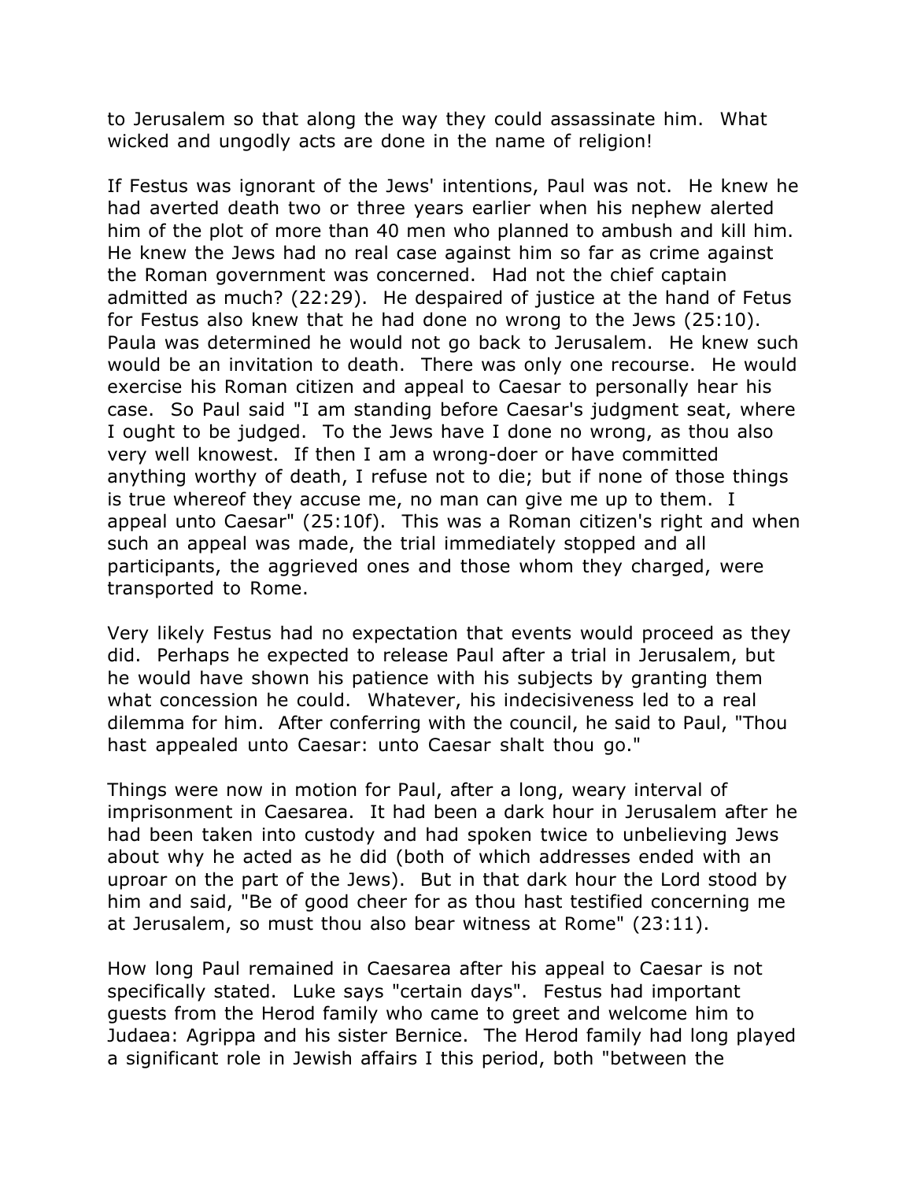to Jerusalem so that along the way they could assassinate him. What wicked and ungodly acts are done in the name of religion!

If Festus was ignorant of the Jews' intentions, Paul was not. He knew he had averted death two or three years earlier when his nephew alerted him of the plot of more than 40 men who planned to ambush and kill him. He knew the Jews had no real case against him so far as crime against the Roman government was concerned. Had not the chief captain admitted as much? (22:29). He despaired of justice at the hand of Fetus for Festus also knew that he had done no wrong to the Jews (25:10). Paula was determined he would not go back to Jerusalem. He knew such would be an invitation to death. There was only one recourse. He would exercise his Roman citizen and appeal to Caesar to personally hear his case. So Paul said "I am standing before Caesar's judgment seat, where I ought to be judged. To the Jews have I done no wrong, as thou also very well knowest. If then I am a wrong-doer or have committed anything worthy of death, I refuse not to die; but if none of those things is true whereof they accuse me, no man can give me up to them. I appeal unto Caesar" (25:10f). This was a Roman citizen's right and when such an appeal was made, the trial immediately stopped and all participants, the aggrieved ones and those whom they charged, were transported to Rome.

Very likely Festus had no expectation that events would proceed as they did. Perhaps he expected to release Paul after a trial in Jerusalem, but he would have shown his patience with his subjects by granting them what concession he could. Whatever, his indecisiveness led to a real dilemma for him. After conferring with the council, he said to Paul, "Thou hast appealed unto Caesar: unto Caesar shalt thou go."

Things were now in motion for Paul, after a long, weary interval of imprisonment in Caesarea. It had been a dark hour in Jerusalem after he had been taken into custody and had spoken twice to unbelieving Jews about why he acted as he did (both of which addresses ended with an uproar on the part of the Jews). But in that dark hour the Lord stood by him and said, "Be of good cheer for as thou hast testified concerning me at Jerusalem, so must thou also bear witness at Rome" (23:11).

How long Paul remained in Caesarea after his appeal to Caesar is not specifically stated. Luke says "certain days". Festus had important guests from the Herod family who came to greet and welcome him to Judaea: Agrippa and his sister Bernice. The Herod family had long played a significant role in Jewish affairs I this period, both "between the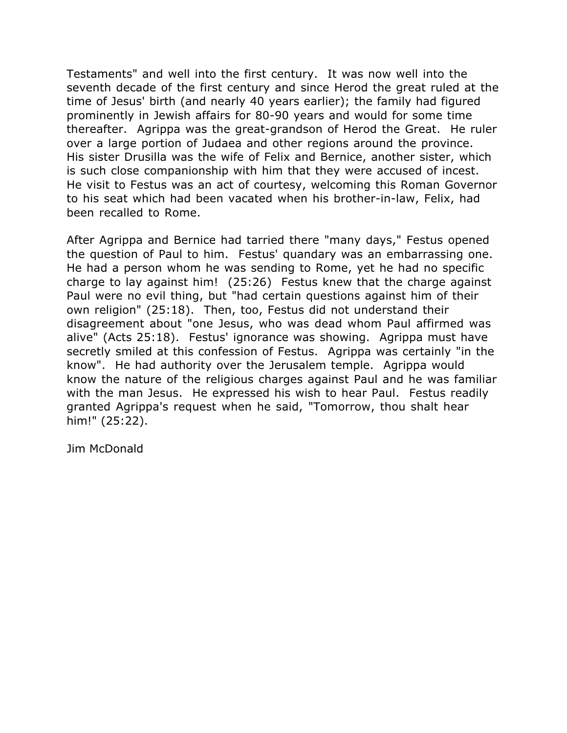Testaments" and well into the first century. It was now well into the seventh decade of the first century and since Herod the great ruled at the time of Jesus' birth (and nearly 40 years earlier); the family had figured prominently in Jewish affairs for 80-90 years and would for some time thereafter. Agrippa was the great-grandson of Herod the Great. He ruler over a large portion of Judaea and other regions around the province. His sister Drusilla was the wife of Felix and Bernice, another sister, which is such close companionship with him that they were accused of incest. He visit to Festus was an act of courtesy, welcoming this Roman Governor to his seat which had been vacated when his brother-in-law, Felix, had been recalled to Rome.

After Agrippa and Bernice had tarried there "many days," Festus opened the question of Paul to him. Festus' quandary was an embarrassing one. He had a person whom he was sending to Rome, yet he had no specific charge to lay against him! (25:26) Festus knew that the charge against Paul were no evil thing, but "had certain questions against him of their own religion" (25:18). Then, too, Festus did not understand their disagreement about "one Jesus, who was dead whom Paul affirmed was alive" (Acts 25:18). Festus' ignorance was showing. Agrippa must have secretly smiled at this confession of Festus. Agrippa was certainly "in the know". He had authority over the Jerusalem temple. Agrippa would know the nature of the religious charges against Paul and he was familiar with the man Jesus. He expressed his wish to hear Paul. Festus readily granted Agrippa's request when he said, "Tomorrow, thou shalt hear him!" (25:22).

Jim McDonald